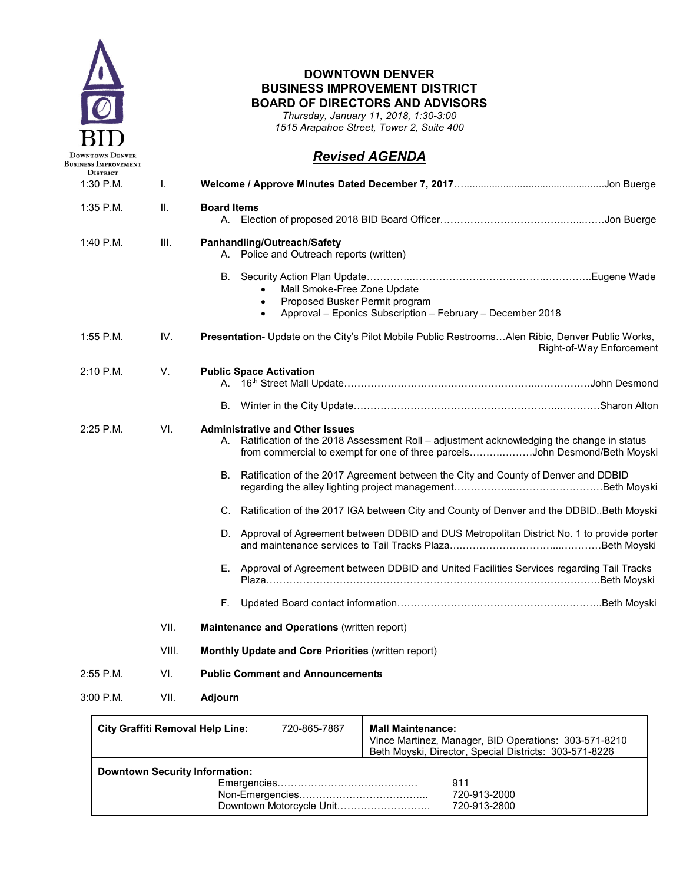BID
Downtown Denver Business Improvement District

# DOWNTOWN DENVER BUSINESS IMPROVEMENT DISTRICT BOARD OF DIRECTORS AND ADVISORS

*Thursday, January 11, 2018, 1:30-3:00*
*1515 Arapahoe Street, Tower 2, Suite 400*

## ***Revised AGENDA***

| Time | # | Item |
|---|---|---|
| 1:30 P.M. | I. | **Welcome / Approve Minutes Dated December 7, 2017**……Jon Buerge |
| 1:35 P.M. | II. | **Board Items**<br>A. Election of proposed 2018 BID Board Officer……Jon Buerge |
| 1:40 P.M. | III. | **Panhandling/Outreach/Safety**<br>A. Police and Outreach reports (written)<br>B. Security Action Plan Update……Eugene Wade<br>• Mall Smoke-Free Zone Update<br>• Proposed Busker Permit program<br>• Approval – Eponics Subscription – February – December 2018 |
| 1:55 P.M. | IV. | **Presentation**- Update on the City's Pilot Mobile Public Restrooms…Alen Ribic, Denver Public Works, Right-of-Way Enforcement |
| 2:10 P.M. | V. | **Public Space Activation**<br>A. 16th Street Mall Update……John Desmond<br>B. Winter in the City Update……Sharon Alton |
| 2:25 P.M. | VI. | **Administrative and Other Issues**<br>A. Ratification of the 2018 Assessment Roll – adjustment acknowledging the change in status from commercial to exempt for one of three parcels……John Desmond/Beth Moyski<br>B. Ratification of the 2017 Agreement between the City and County of Denver and DDBID regarding the alley lighting project management……Beth Moyski<br>C. Ratification of the 2017 IGA between City and County of Denver and the DDBID..Beth Moyski<br>D. Approval of Agreement between DDBID and DUS Metropolitan District No. 1 to provide porter and maintenance services to Tail Tracks Plaza……Beth Moyski<br>E. Approval of Agreement between DDBID and United Facilities Services regarding Tail Tracks Plaza……Beth Moyski<br>F. Updated Board contact information……Beth Moyski |
| | VII. | **Maintenance and Operations** (written report) |
| | VIII. | **Monthly Update and Core Priorities** (written report) |
| 2:55 P.M. | VI. | **Public Comment and Announcements** |
| 3:00 P.M. | VII. | **Adjourn** |

| **City Graffiti Removal Help Line:** 720-865-7867 | **Mall Maintenance:**<br>Vince Martinez, Manager, BID Operations: 303-571-8210<br>Beth Moyski, Director, Special Districts: 303-571-8226 |
|---|---|
| **Downtown Security Information:**<br>Emergencies…… 911<br>Non-Emergencies…… 720-913-2000<br>Downtown Motorcycle Unit…… 720-913-2800 | |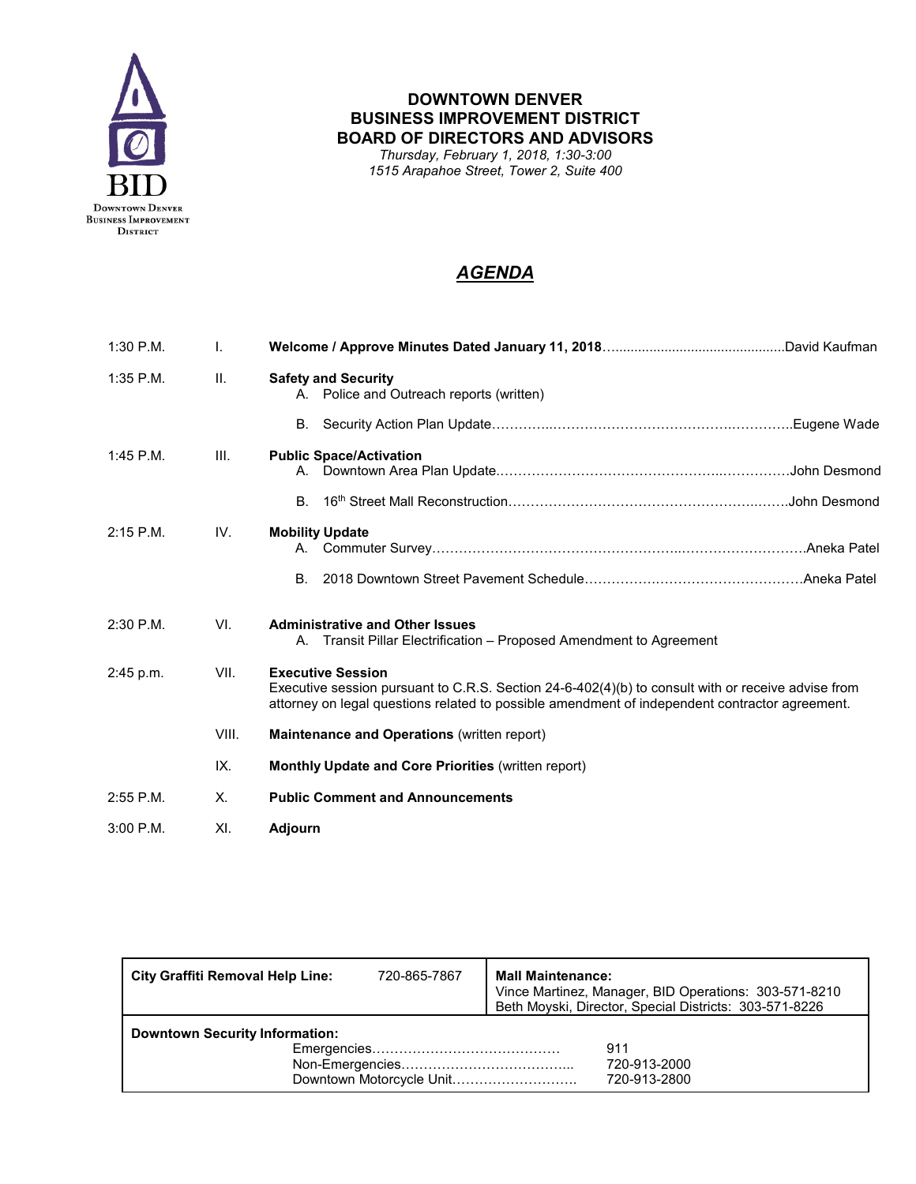BID
Downtown Denver Business Improvement District

# DOWNTOWN DENVER BUSINESS IMPROVEMENT DISTRICT BOARD OF DIRECTORS AND ADVISORS

*Thursday, February 1, 2018, 1:30-3:00*
*1515 Arapahoe Street, Tower 2, Suite 400*

## ***AGENDA***

| | | | |
|---|---|---|---|
| 1:30 P.M. | I. | **Welcome / Approve Minutes Dated January 11, 2018** | David Kaufman |
| 1:35 P.M. | II. | **Safety and Security** | |
| | | A. Police and Outreach reports (written) | |
| | | B. Security Action Plan Update | Eugene Wade |
| 1:45 P.M. | III. | **Public Space/Activation** | |
| | | A. Downtown Area Plan Update | John Desmond |
| | | B. 16th Street Mall Reconstruction | John Desmond |
| 2:15 P.M. | IV. | **Mobility Update** | |
| | | A. Commuter Survey | Aneka Patel |
| | | B. 2018 Downtown Street Pavement Schedule | Aneka Patel |
| 2:30 P.M. | VI. | **Administrative and Other Issues** | |
| | | A. Transit Pillar Electrification – Proposed Amendment to Agreement | |
| 2:45 p.m. | VII. | **Executive Session**<br>Executive session pursuant to C.R.S. Section 24-6-402(4)(b) to consult with or receive advise from attorney on legal questions related to possible amendment of independent contractor agreement. | |
| | VIII. | **Maintenance and Operations** (written report) | |
| | IX. | **Monthly Update and Core Priorities** (written report) | |
| 2:55 P.M. | X. | **Public Comment and Announcements** | |
| 3:00 P.M. | XI. | **Adjourn** | |

| | |
|---|---|
| **City Graffiti Removal Help Line:** 720-865-7867 | **Mall Maintenance:**<br>Vince Martinez, Manager, BID Operations: 303-571-8210<br>Beth Moyski, Director, Special Districts: 303-571-8226 |
| **Downtown Security Information:**<br>Emergencies: 911<br>Non-Emergencies: 720-913-2000<br>Downtown Motorcycle Unit: 720-913-2800 | |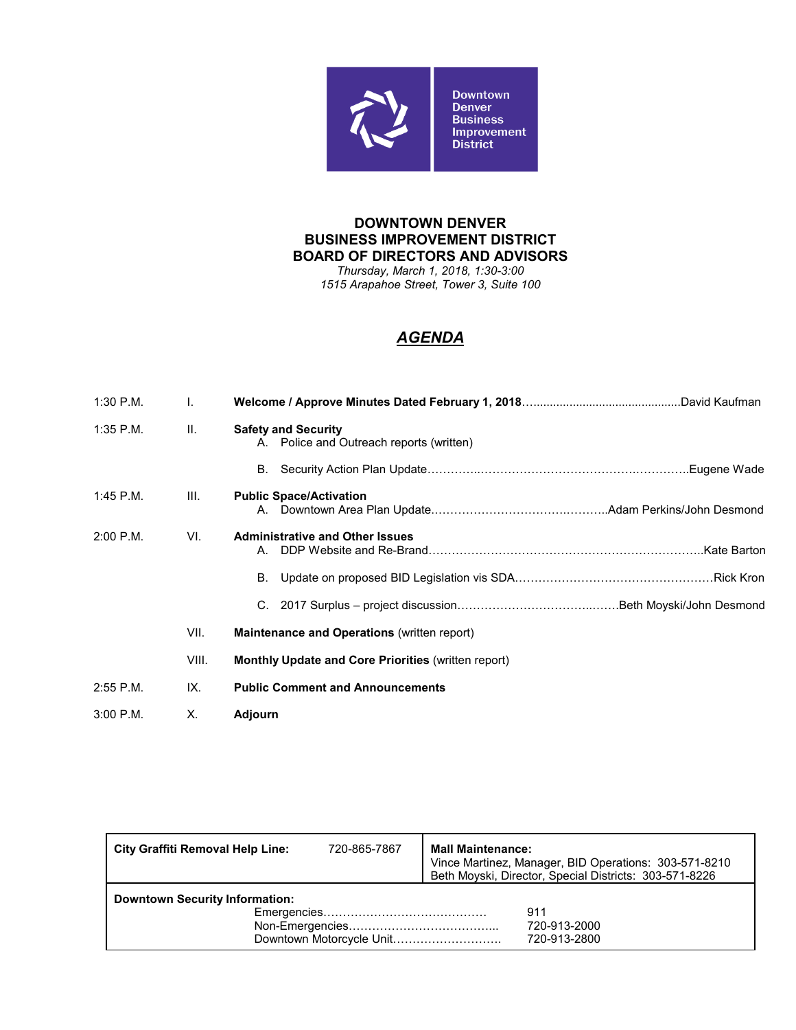Downtown Denver Business Improvement District

# DOWNTOWN DENVER BUSINESS IMPROVEMENT DISTRICT BOARD OF DIRECTORS AND ADVISORS

*Thursday, March 1, 2018, 1:30-3:00*
*1515 Arapahoe Street, Tower 3, Suite 100*

## ***AGENDA***

| Time | # | Item |
|---|---|---|
| 1:30 P.M. | I. | **Welcome / Approve Minutes Dated February 1, 2018**……..........................................David Kaufman |
| 1:35 P.M. | II. | **Safety and Security**<br>A. Police and Outreach reports (written)<br>B. Security Action Plan Update…………..……………………………….…………..Eugene Wade |
| 1:45 P.M. | III. | **Public Space/Activation**<br>A. Downtown Area Plan Update.………………………………….……….Adam Perkins/John Desmond |
| 2:00 P.M. | VI. | **Administrative and Other Issues**<br>A. DDP Website and Re-Brand……………………………………………………………..Kate Barton<br>B. Update on proposed BID Legislation vis SDA……………………………………………Rick Kron<br>C. 2017 Surplus – project discussion…………………………..…….Beth Moyski/John Desmond |
| | VII. | **Maintenance and Operations** (written report) |
| | VIII. | **Monthly Update and Core Priorities** (written report) |
| 2:55 P.M. | IX. | **Public Comment and Announcements** |
| 3:00 P.M. | X. | **Adjourn** |

| **City Graffiti Removal Help Line:** 720-865-7867 | **Mall Maintenance:**<br>Vince Martinez, Manager, BID Operations: 303-571-8210<br>Beth Moyski, Director, Special Districts: 303-571-8226 |
|---|---|
| **Downtown Security Information:**<br>Emergencies…………………………………… 911<br>Non-Emergencies……………………………….. 720-913-2000<br>Downtown Motorcycle Unit………………………. 720-913-2800 | |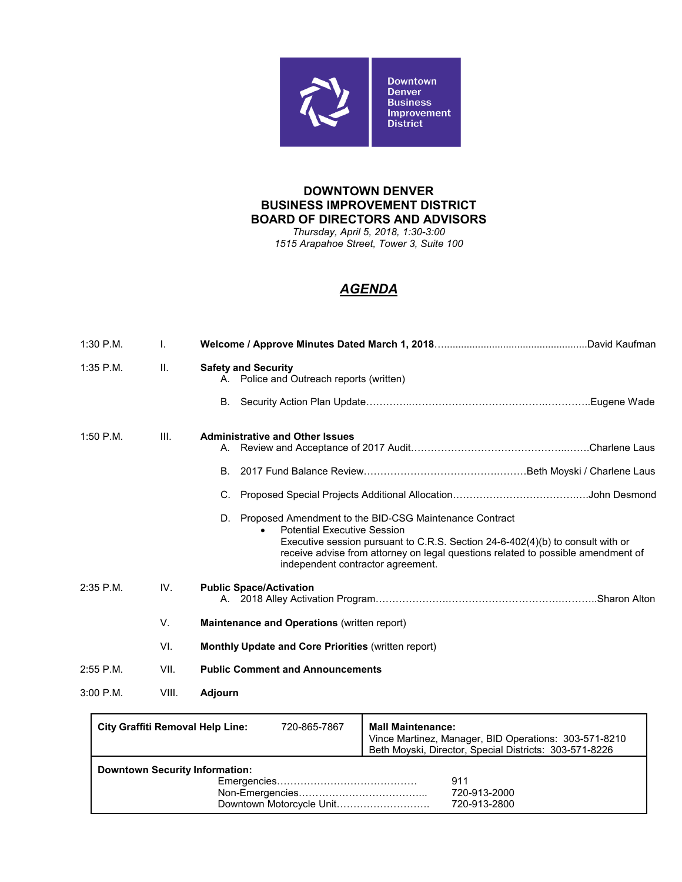Downtown Denver Business Improvement District

# DOWNTOWN DENVER BUSINESS IMPROVEMENT DISTRICT BOARD OF DIRECTORS AND ADVISORS

*Thursday, April 5, 2018, 1:30-3:00*
*1515 Arapahoe Street, Tower 3, Suite 100*

## ***AGENDA***

1:30 P.M. I. **Welcome / Approve Minutes Dated March 1, 2018**…................................................David Kaufman

1:35 P.M. II. **Safety and Security**

A. Police and Outreach reports (written)

B. Security Action Plan Update…………..…………………………………….…………..Eugene Wade

1:50 P.M. III. **Administrative and Other Issues**

A. Review and Acceptance of 2017 Audit……………………………………………..…….Charlene Laus

B. 2017 Fund Balance Review…………………………………….…….Beth Moyski / Charlene Laus

C. Proposed Special Projects Additional Allocation……………………………….….John Desmond

D. Proposed Amendment to the BID-CSG Maintenance Contract

- Potential Executive Session

Executive session pursuant to C.R.S. Section 24-6-402(4)(b) to consult with or receive advise from attorney on legal questions related to possible amendment of independent contractor agreement.

2:35 P.M. IV. **Public Space/Activation**

A. 2018 Alley Activation Program…………………….…………………………….………..Sharon Alton

V. **Maintenance and Operations** (written report)

VI. **Monthly Update and Core Priorities** (written report)

2:55 P.M. VII. **Public Comment and Announcements**

3:00 P.M. VIII. **Adjourn**

| **City Graffiti Removal Help Line:** 720-865-7867 | **Mall Maintenance:**<br>Vince Martinez, Manager, BID Operations: 303-571-8210<br>Beth Moyski, Director, Special Districts: 303-571-8226 |
|---|---|
| **Downtown Security Information:**<br>Emergencies…………………………………… 911<br>Non-Emergencies……………………………….. 720-913-2000<br>Downtown Motorcycle Unit………………………. 720-913-2800 | |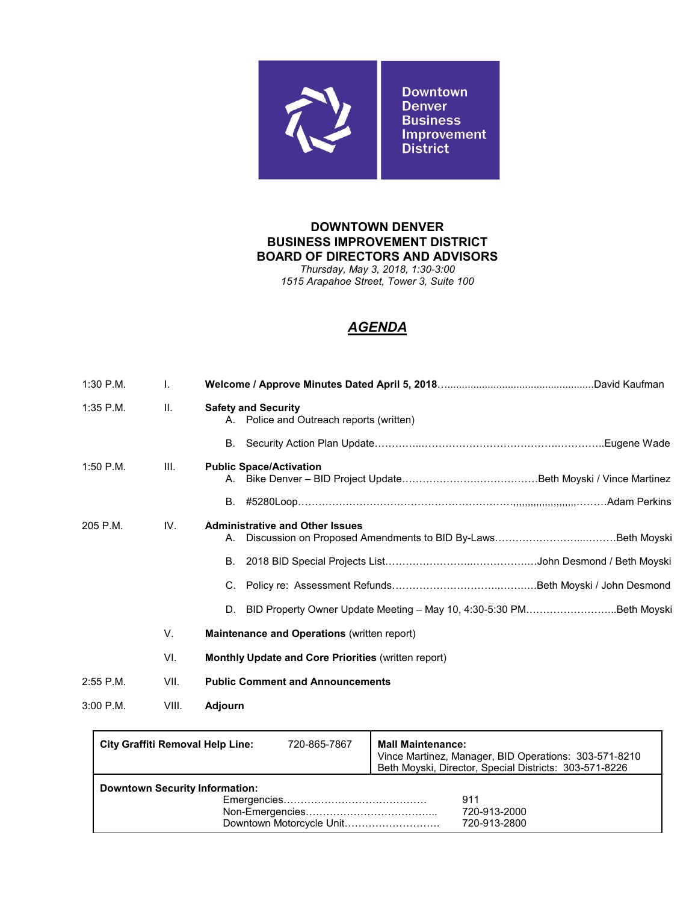Downtown Denver Business Improvement District

**DOWNTOWN DENVER**
**BUSINESS IMPROVEMENT DISTRICT**
**BOARD OF DIRECTORS AND ADVISORS**
*Thursday, May 3, 2018, 1:30-3:00*
*1515 Arapahoe Street, Tower 3, Suite 100*

## ***AGENDA***

| Time | No. | Item | Presenter |
|---|---|---|---|
| 1:30 P.M. | I. | **Welcome / Approve Minutes Dated April 5, 2018** | David Kaufman |
| 1:35 P.M. | II. | **Safety and Security** | |
| | | A. Police and Outreach reports (written) | |
| | | B. Security Action Plan Update | Eugene Wade |
| 1:50 P.M. | III. | **Public Space/Activation** | |
| | | A. Bike Denver – BID Project Update | Beth Moyski / Vince Martinez |
| | | B. #5280Loop | Adam Perkins |
| 205 P.M. | IV. | **Administrative and Other Issues** | |
| | | A. Discussion on Proposed Amendments to BID By-Laws | Beth Moyski |
| | | B. 2018 BID Special Projects List | John Desmond / Beth Moyski |
| | | C. Policy re: Assessment Refunds | Beth Moyski / John Desmond |
| | | D. BID Property Owner Update Meeting – May 10, 4:30-5:30 PM | Beth Moyski |
| | V. | **Maintenance and Operations** (written report) | |
| | VI. | **Monthly Update and Core Priorities** (written report) | |
| 2:55 P.M. | VII. | **Public Comment and Announcements** | |
| 3:00 P.M. | VIII. | **Adjourn** | |

| **City Graffiti Removal Help Line:** 720-865-7867 | **Mall Maintenance:** Vince Martinez, Manager, BID Operations: 303-571-8210; Beth Moyski, Director, Special Districts: 303-571-8226 |
|---|---|
| **Downtown Security Information:** Emergencies: 911; Non-Emergencies: 720-913-2000; Downtown Motorcycle Unit: 720-913-2800 | |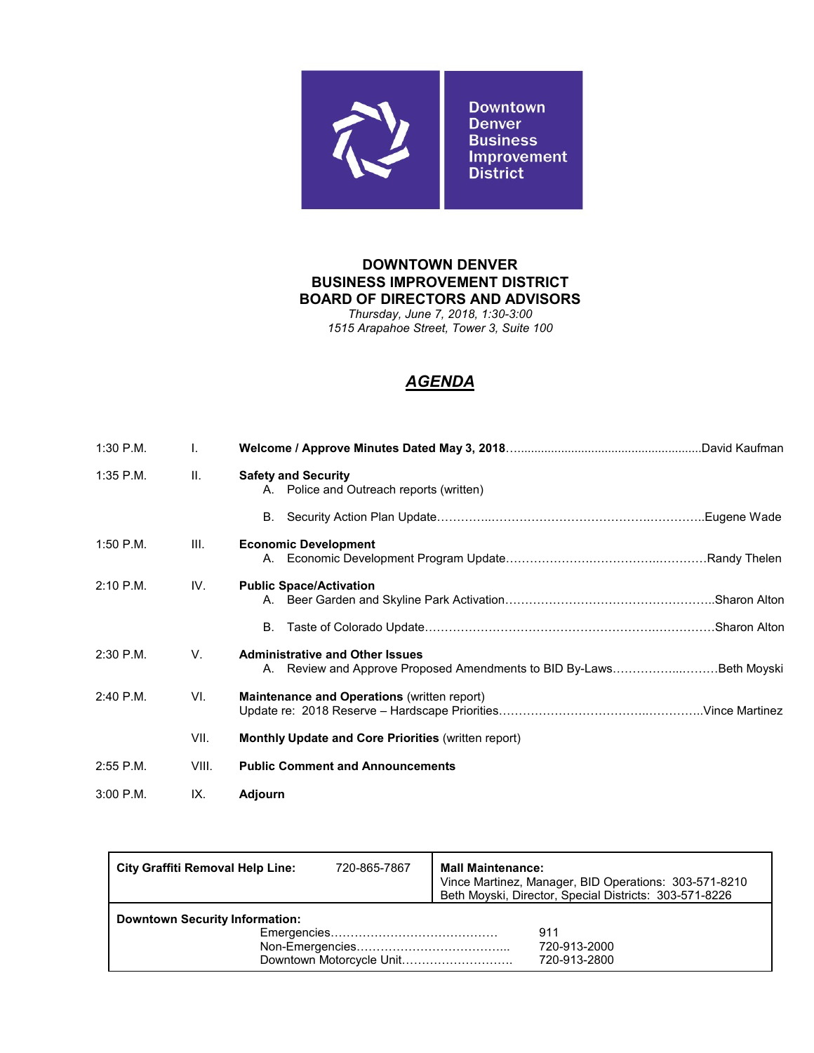Downtown Denver Business Improvement District

**DOWNTOWN DENVER**
**BUSINESS IMPROVEMENT DISTRICT**
**BOARD OF DIRECTORS AND ADVISORS**
*Thursday, June 7, 2018, 1:30-3:00*
*1515 Arapahoe Street, Tower 3, Suite 100*

# ***AGENDA***

| | | |
|---|---|---|
| 1:30 P.M. | I. | **Welcome / Approve Minutes Dated May 3, 2018**……………………………David Kaufman |
| 1:35 P.M. | II. | **Safety and Security**<br>A. Police and Outreach reports (written)<br>B. Security Action Plan Update……………………………………Eugene Wade |
| 1:50 P.M. | III. | **Economic Development**<br>A. Economic Development Program Update………………………Randy Thelen |
| 2:10 P.M. | IV. | **Public Space/Activation**<br>A. Beer Garden and Skyline Park Activation……………………Sharon Alton<br>B. Taste of Colorado Update………………………………………Sharon Alton |
| 2:30 P.M. | V. | **Administrative and Other Issues**<br>A. Review and Approve Proposed Amendments to BID By-Laws…………Beth Moyski |
| 2:40 P.M. | VI. | **Maintenance and Operations** (written report)<br>Update re: 2018 Reserve – Hardscape Priorities…………………………Vince Martinez |
| | VII. | **Monthly Update and Core Priorities** (written report) |
| 2:55 P.M. | VIII. | **Public Comment and Announcements** |
| 3:00 P.M. | IX. | **Adjourn** |

| | |
|---|---|
| **City Graffiti Removal Help Line:** 720-865-7867 | **Mall Maintenance:**<br>Vince Martinez, Manager, BID Operations: 303-571-8210<br>Beth Moyski, Director, Special Districts: 303-571-8226 |
| **Downtown Security Information:**<br>Emergencies…………………… 911<br>Non-Emergencies……………… 720-913-2000<br>Downtown Motorcycle Unit………… 720-913-2800 | |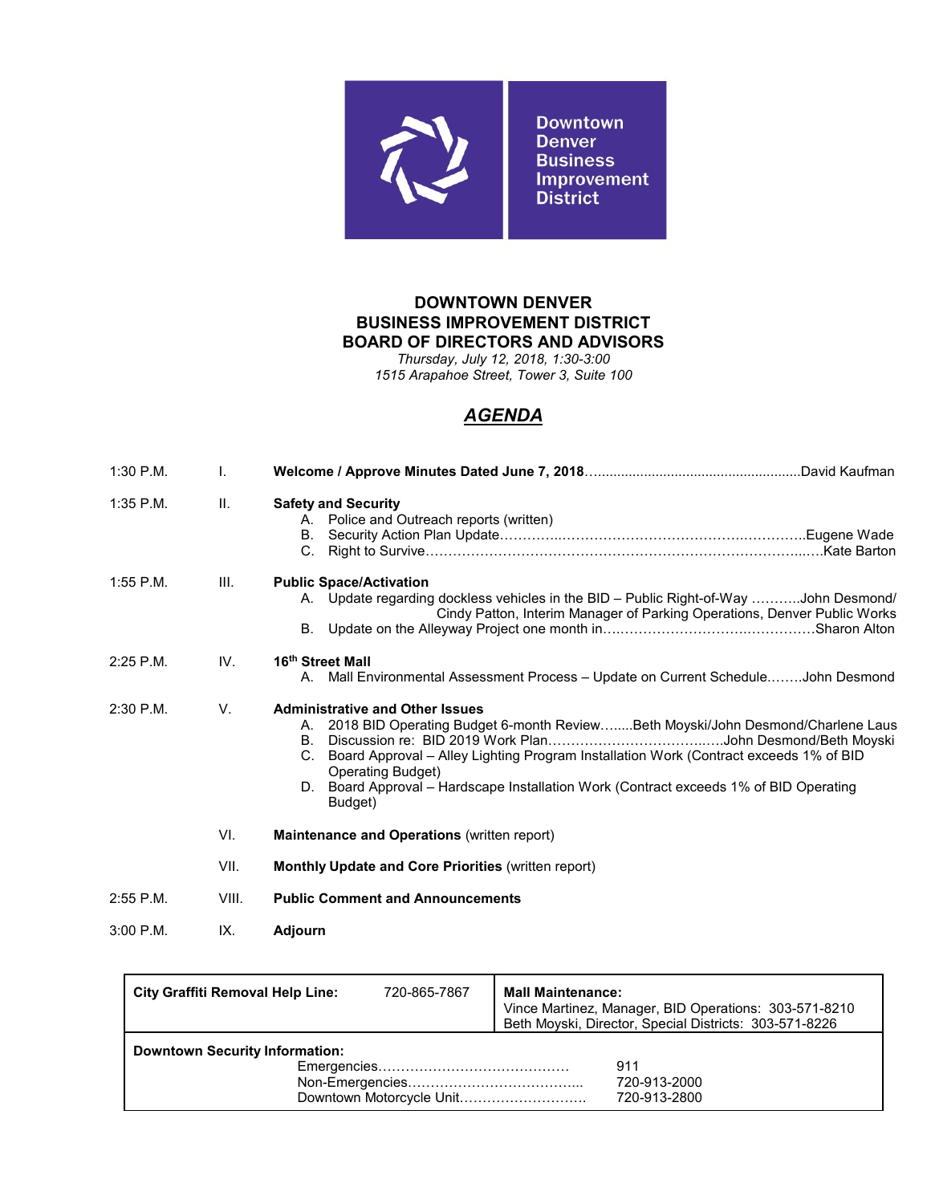Downtown Denver Business Improvement District

# DOWNTOWN DENVER BUSINESS IMPROVEMENT DISTRICT BOARD OF DIRECTORS AND ADVISORS

*Thursday, July 12, 2018, 1:30-3:00*
*1515 Arapahoe Street, Tower 3, Suite 100*

## *AGENDA*

1:30 P.M. I. **Welcome / Approve Minutes Dated June 7, 2018**......................................................David Kaufman

1:35 P.M. II. **Safety and Security**
- A. Police and Outreach reports (written)
- B. Security Action Plan Update……………………………………………………………Eugene Wade
- C. Right to Survive……………………………………………………………………………Kate Barton

1:55 P.M. III. **Public Space/Activation**
- A. Update regarding dockless vehicles in the BID – Public Right-of-Way ………..John Desmond/ Cindy Patton, Interim Manager of Parking Operations, Denver Public Works
- B. Update on the Alleyway Project one month in………………………………………Sharon Alton

2:25 P.M. IV. **16th Street Mall**
- A. Mall Environmental Assessment Process – Update on Current Schedule……..John Desmond

2:30 P.M. V. **Administrative and Other Issues**
- A. 2018 BID Operating Budget 6-month Review……..Beth Moyski/John Desmond/Charlene Laus
- B. Discussion re: BID 2019 Work Plan………………………………John Desmond/Beth Moyski
- C. Board Approval – Alley Lighting Program Installation Work (Contract exceeds 1% of BID Operating Budget)
- D. Board Approval – Hardscape Installation Work (Contract exceeds 1% of BID Operating Budget)

VI. **Maintenance and Operations** (written report)

VII. **Monthly Update and Core Priorities** (written report)

2:55 P.M. VIII. **Public Comment and Announcements**

3:00 P.M. IX. **Adjourn**

| **City Graffiti Removal Help Line:** 720-865-7867 | **Mall Maintenance:** Vince Martinez, Manager, BID Operations: 303-571-8210 Beth Moyski, Director, Special Districts: 303-571-8226 |
|---|---|
| **Downtown Security Information:** Emergencies……………… 911; Non-Emergencies……………… 720-913-2000; Downtown Motorcycle Unit……………… 720-913-2800 | |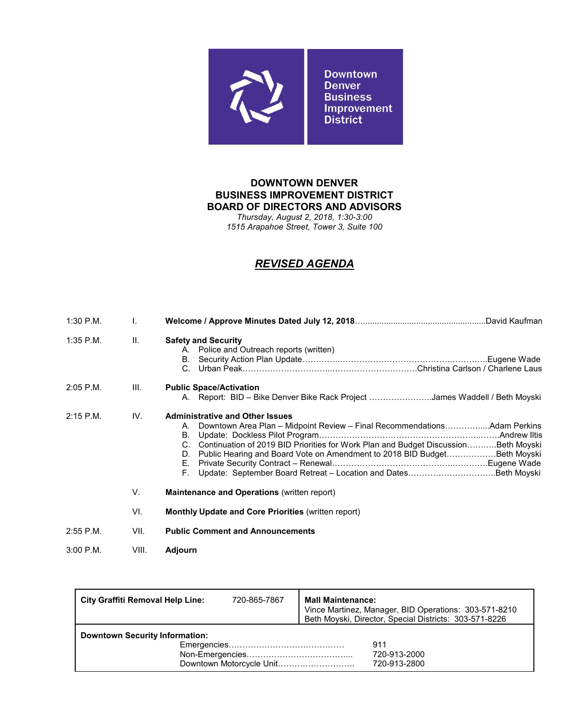Downtown Denver Business Improvement District

**DOWNTOWN DENVER**
**BUSINESS IMPROVEMENT DISTRICT**
**BOARD OF DIRECTORS AND ADVISORS**

*Thursday, August 2, 2018, 1:30-3:00*
*1515 Arapahoe Street, Tower 3, Suite 100*

## *REVISED AGENDA*

| Time | No. | Item |
|---|---|---|
| 1:30 P.M. | I. | **Welcome / Approve Minutes Dated July 12, 2018** ……… David Kaufman |
| 1:35 P.M. | II. | **Safety and Security**<br>A. Police and Outreach reports (written)<br>B. Security Action Plan Update ……… Eugene Wade<br>C. Urban Peak ……… Christina Carlson / Charlene Laus |
| 2:05 P.M. | III. | **Public Space/Activation**<br>A. Report: BID – Bike Denver Bike Rack Project ……… James Waddell / Beth Moyski |
| 2:15 P.M. | IV. | **Administrative and Other Issues**<br>A. Downtown Area Plan – Midpoint Review – Final Recommendations ……… Adam Perkins<br>B. Update: Dockless Pilot Program ……… Andrew Iltis<br>C. Continuation of 2019 BID Priorities for Work Plan and Budget Discussion ……… Beth Moyski<br>D. Public Hearing and Board Vote on Amendment to 2018 BID Budget ……… Beth Moyski<br>E. Private Security Contract – Renewal ……… Eugene Wade<br>F. Update: September Board Retreat – Location and Dates ……… Beth Moyski |
| | V. | **Maintenance and Operations** (written report) |
| | VI. | **Monthly Update and Core Priorities** (written report) |
| 2:55 P.M. | VII. | **Public Comment and Announcements** |
| 3:00 P.M. | VIII. | **Adjourn** |

| | |
|---|---|
| **City Graffiti Removal Help Line:** 720-865-7867 | **Mall Maintenance:**<br>Vince Martinez, Manager, BID Operations: 303-571-8210<br>Beth Moyski, Director, Special Districts: 303-571-8226 |
| **Downtown Security Information:**<br>Emergencies ……… 911<br>Non-Emergencies ……… 720-913-2000<br>Downtown Motorcycle Unit ……… 720-913-2800 | |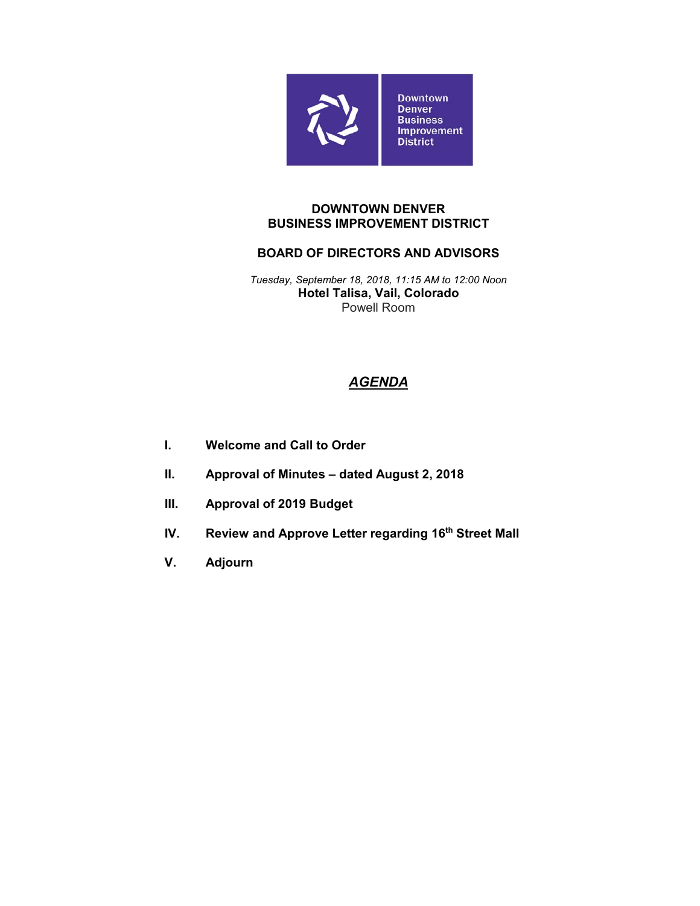Downtown Denver Business Improvement District

# DOWNTOWN DENVER BUSINESS IMPROVEMENT DISTRICT

## BOARD OF DIRECTORS AND ADVISORS

*Tuesday, September 18, 2018, 11:15 AM to 12:00 Noon*

**Hotel Talisa, Vail, Colorado**

Powell Room

## ***AGENDA***

**I. Welcome and Call to Order**

**II. Approval of Minutes – dated August 2, 2018**

**III. Approval of 2019 Budget**

**IV. Review and Approve Letter regarding 16th Street Mall**

**V. Adjourn**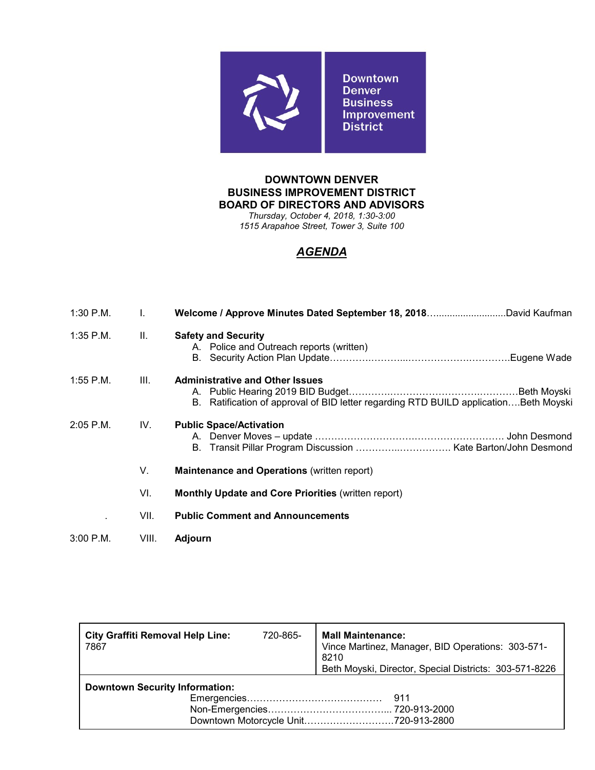Downtown Denver Business Improvement District

**DOWNTOWN DENVER**
**BUSINESS IMPROVEMENT DISTRICT**
**BOARD OF DIRECTORS AND ADVISORS**
*Thursday, October 4, 2018, 1:30-3:00*
*1515 Arapahoe Street, Tower 3, Suite 100*

## *AGENDA*

| | | |
|---|---|---|
| 1:30 P.M. | I. | **Welcome / Approve Minutes Dated September 18, 2018**............................David Kaufman |
| 1:35 P.M. | II. | **Safety and Security**<br>A. Police and Outreach reports (written)<br>B. Security Action Plan Update………….……...…………….………….Eugene Wade |
| 1:55 P.M. | III. | **Administrative and Other Issues**<br>A. Public Hearing 2019 BID Budget……………………………………………Beth Moyski<br>B. Ratification of approval of BID letter regarding RTD BUILD application….Beth Moyski |
| 2:05 P.M. | IV. | **Public Space/Activation**<br>A. Denver Moves – update ……………………….…………………………. John Desmond<br>B. Transit Pillar Program Discussion …………..……………. Kate Barton/John Desmond |
| | V. | **Maintenance and Operations** (written report) |
| | VI. | **Monthly Update and Core Priorities** (written report) |
| . | VII. | **Public Comment and Announcements** |
| 3:00 P.M. | VIII. | **Adjourn** |

| | |
|---|---|
| **City Graffiti Removal Help Line:** 720-865-7867 | **Mall Maintenance:**<br>Vince Martinez, Manager, BID Operations: 303-571-8210<br>Beth Moyski, Director, Special Districts: 303-571-8226 |
| **Downtown Security Information:**<br>Emergencies…………………………………… 911<br>Non-Emergencies……………………………….. 720-913-2000<br>Downtown Motorcycle Unit………………………720-913-2800 | |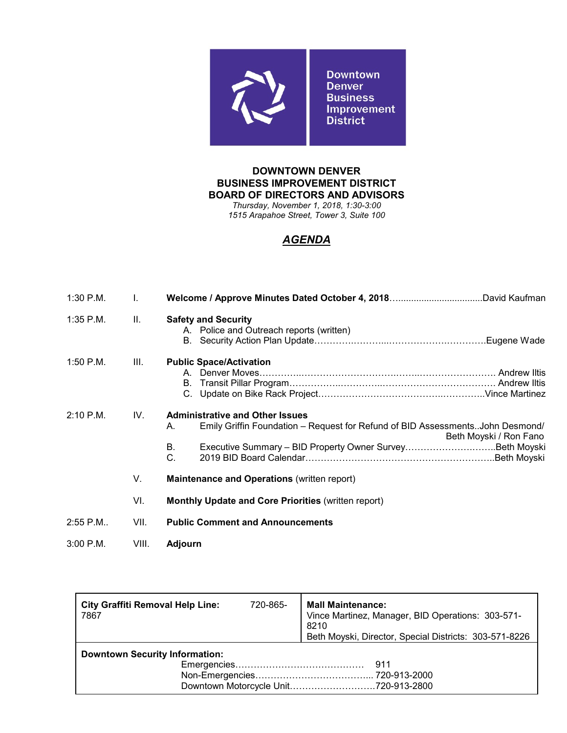Downtown Denver Business Improvement District

**DOWNTOWN DENVER**
**BUSINESS IMPROVEMENT DISTRICT**
**BOARD OF DIRECTORS AND ADVISORS**

*Thursday, November 1, 2018, 1:30-3:00*
*1515 Arapahoe Street, Tower 3, Suite 100*

## ***AGENDA***

| Time | | Item |
|---|---|---|
| 1:30 P.M. | I. | **Welcome / Approve Minutes Dated October 4, 2018**……………………………David Kaufman |
| 1:35 P.M. | II. | **Safety and Security**<br>A. Police and Outreach reports (written)<br>B. Security Action Plan Update……………………………………………………Eugene Wade |
| 1:50 P.M. | III. | **Public Space/Activation**<br>A. Denver Moves……………………………………………………………… Andrew Iltis<br>B. Transit Pillar Program……………………………………………………… Andrew Iltis<br>C. Update on Bike Rack Project………………………………………………..Vince Martinez |
| 2:10 P.M. | IV. | **Administrative and Other Issues**<br>A. Emily Griffin Foundation – Request for Refund of BID Assessments..John Desmond/ Beth Moyski / Ron Fano<br>B. Executive Summary – BID Property Owner Survey………………………..Beth Moyski<br>C. 2019 BID Board Calendar……………………………………………………..Beth Moyski |
| | V. | **Maintenance and Operations** (written report) |
| | VI. | **Monthly Update and Core Priorities** (written report) |
| 2:55 P.M.. | VII. | **Public Comment and Announcements** |
| 3:00 P.M. | VIII. | **Adjourn** |

| **City Graffiti Removal Help Line:** 720-865-7867 | **Mall Maintenance:**<br>Vince Martinez, Manager, BID Operations: 303-571-8210<br>Beth Moyski, Director, Special Districts: 303-571-8226 |
|---|---|
| **Downtown Security Information:**<br>Emergencies…………………………………… 911<br>Non-Emergencies……………………………... 720-913-2000<br>Downtown Motorcycle Unit………………………720-913-2800 | |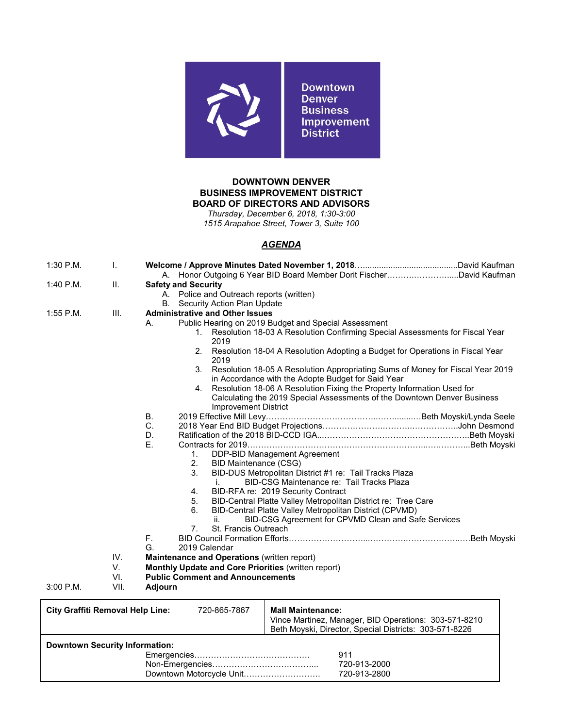Downtown Denver Business Improvement District

**DOWNTOWN DENVER**
**BUSINESS IMPROVEMENT DISTRICT**
**BOARD OF DIRECTORS AND ADVISORS**

*Thursday, December 6, 2018, 1:30-3:00*
*1515 Arapahoe Street, Tower 3, Suite 100*

## ***AGENDA***

1:30 P.M. I. **Welcome / Approve Minutes Dated November 1, 2018**............................................David Kaufman

- A. Honor Outgoing 6 Year BID Board Member Dorit Fischer…………………......David Kaufman

1:40 P.M. II. **Safety and Security**

- A. Police and Outreach reports (written)
- B. Security Action Plan Update

1:55 P.M. III. **Administrative and Other Issues**

- A. Public Hearing on 2019 Budget and Special Assessment
  1. Resolution 18-03 A Resolution Confirming Special Assessments for Fiscal Year 2019
  2. Resolution 18-04 A Resolution Adopting a Budget for Operations in Fiscal Year 2019
  3. Resolution 18-05 A Resolution Appropriating Sums of Money for Fiscal Year 2019 in Accordance with the Adopte Budget for Said Year
  4. Resolution 18-06 A Resolution Fixing the Property Information Used for Calculating the 2019 Special Assessments of the Downtown Denver Business Improvement District
- B. 2019 Effective Mill Levy……………………………………..…….........…Beth Moyski/Lynda Seele
- C. 2018 Year End BID Budget Projections……………………..………..……………..John Desmond
- D. Ratification of the 2018 BID-CCD IGA..………………………………………………..Beth Moyski
- E. Contracts for 2019…………………………………………………………...….………...Beth Moyski
  1. DDP-BID Management Agreement
  2. BID Maintenance (CSG)
  3. BID-DUS Metropolitan District #1 re: Tail Tracks Plaza
     - i. BID-CSG Maintenance re: Tail Tracks Plaza
  4. BID-RFA re: 2019 Security Contract
  5. BID-Central Platte Valley Metropolitan District re: Tree Care
  6. BID-Central Platte Valley Metropolitan District (CPVMD)
     - ii. BID-CSG Agreement for CPVMD Clean and Safe Services
  7. St. Francis Outreach
- F. BID Council Formation Efforts………………………...……………….……………..….Beth Moyski
- G. 2019 Calendar

IV. **Maintenance and Operations** (written report)

V. **Monthly Update and Core Priorities** (written report)

VI. **Public Comment and Announcements**

3:00 P.M. VII. **Adjourn**

| | | |
|---|---|---|
| **City Graffiti Removal Help Line:** | 720-865-7867 | **Mall Maintenance:**<br>Vince Martinez, Manager, BID Operations: 303-571-8210<br>Beth Moyski, Director, Special Districts: 303-571-8226 |
| **Downtown Security Information:** | | |
| Emergencies…………………………………… | 911 | |
| Non-Emergencies……………………………….. | 720-913-2000 | |
| Downtown Motorcycle Unit………………………. | 720-913-2800 | |